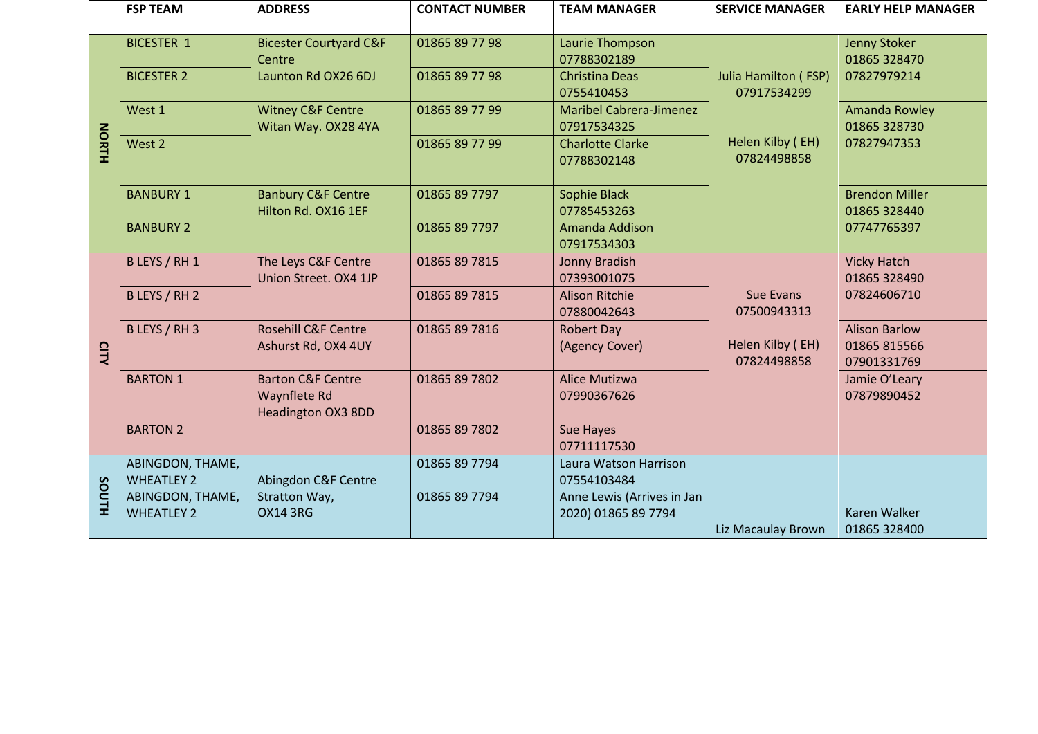| | FSP TEAM | ADDRESS | CONTACT NUMBER | TEAM MANAGER | SERVICE MANAGER | EARLY HELP MANAGER |
|---|---|---|---|---|---|---|
| NORTH | BICESTER 1 | Bicester Courtyard C&F Centre Launton Rd OX26 6DJ | 01865 89 77 98 | Laurie Thompson 07788302189 | Julia Hamilton ( FSP) 07917534299 Helen Kilby ( EH) 07824498858 | Jenny Stoker 01865 328470 07827979214 |
| | BICESTER 2 | | 01865 89 77 98 | Christina Deas 0755410453 | | |
| | West 1 | Witney C&F Centre Witan Way. OX28 4YA | 01865 89 77 99 | Maribel Cabrera-Jimenez 07917534325 | | Amanda Rowley 01865 328730 07827947353 |
| | West 2 | | 01865 89 77 99 | Charlotte Clarke 07788302148 | | |
| | BANBURY 1 | Banbury C&F Centre Hilton Rd. OX16 1EF | 01865 89 7797 | Sophie Black 07785453263 | | Brendon Miller 01865 328440 07747765397 |
| | BANBURY 2 | | 01865 89 7797 | Amanda Addison 07917534303 | | |
| CITY | B LEYS / RH 1 | The Leys C&F Centre Union Street. OX4 1JP | 01865 89 7815 | Jonny Bradish 07393001075 | Sue Evans 07500943313 Helen Kilby ( EH) 07824498858 | Vicky Hatch 01865 328490 07824606710 |
| | B LEYS / RH 2 | | 01865 89 7815 | Alison Ritchie 07880042643 | | |
| | B LEYS / RH 3 | Rosehill C&F Centre Ashurst Rd, OX4 4UY | 01865 89 7816 | Robert Day (Agency Cover) | | Alison Barlow 01865 815566 07901331769 |
| | BARTON 1 | Barton C&F Centre Waynflete Rd Headington OX3 8DD | 01865 89 7802 | Alice Mutizwa 07990367626 | | Jamie O'Leary 07879890452 |
| | BARTON 2 | | 01865 89 7802 | Sue Hayes 07711117530 | | |
| SOUTH | ABINGDON, THAME, WHEATLEY 2 | Abingdon C&F Centre Stratton Way, OX14 3RG | 01865 89 7794 | Laura Watson Harrison 07554103484 | Liz Macaulay Brown | Karen Walker 01865 328400 |
| | ABINGDON, THAME, WHEATLEY 2 | | 01865 89 7794 | Anne Lewis (Arrives in Jan 2020) 01865 89 7794 | | |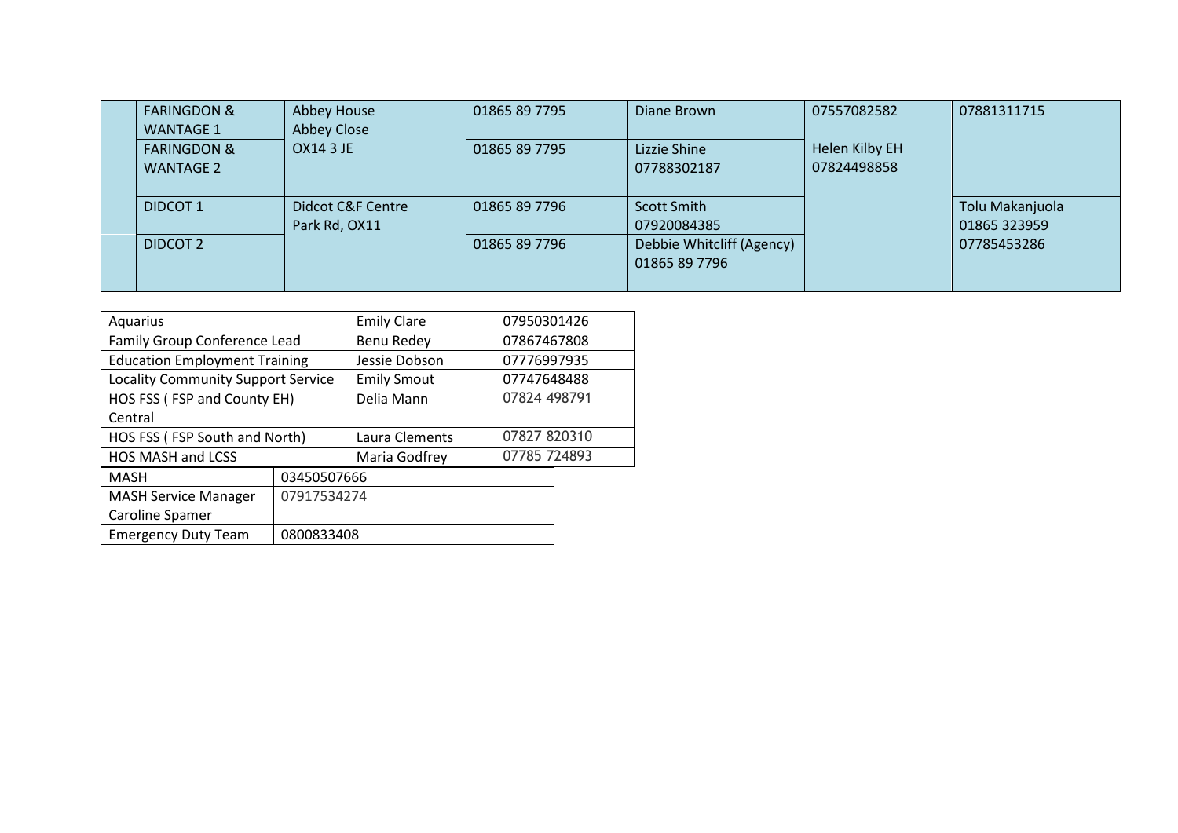| | | | | | | |
|---|---|---|---|---|---|---|
| | FARINGDON & WANTAGE 1 | Abbey House Abbey Close OX14 3 JE | 01865 89 7795 | Diane Brown | 07557082582 | 07881311715 |
| | FARINGDON & WANTAGE 2 | | 01865 89 7795 | Lizzie Shine 07788302187 | Helen Kilby EH 07824498858 | |
| | DIDCOT 1 | Didcot C&F Centre Park Rd, OX11 | 01865 89 7796 | Scott Smith 07920084385 | | Tolu Makanjuola 01865 323959 07785453286 |
| | DIDCOT 2 | | 01865 89 7796 | Debbie Whitcliff (Agency) 01865 89 7796 | | |

| | | |
|---|---|---|
| Aquarius | Emily Clare | 07950301426 |
| Family Group Conference Lead | Benu Redey | 07867467808 |
| Education Employment Training | Jessie Dobson | 07776997935 |
| Locality Community Support Service | Emily Smout | 07747648488 |
| HOS FSS ( FSP and County EH) Central | Delia Mann | 07824 498791 |
| HOS FSS ( FSP South and North) | Laura Clements | 07827 820310 |
| HOS MASH and LCSS | Maria Godfrey | 07785 724893 |

| | |
|---|---|
| MASH | 03450507666 |
| MASH Service Manager Caroline Spamer | 07917534274 |
| Emergency Duty Team | 0800833408 |